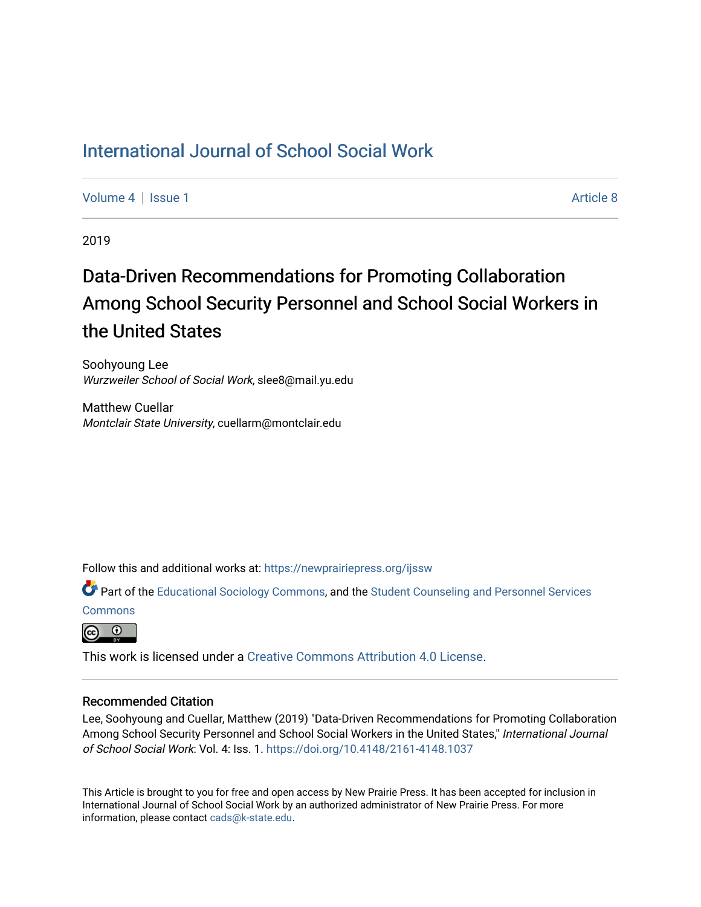# International Journal of School Social Work

Volume 4 | Issue 1 Article 8

2019

## Data-Driven Recommendations for Promoting Collaboration Among School Security Personnel and School Social Workers in the United States

Soohyoung Lee
*Wurzweiler School of Social Work*, slee8@mail.yu.edu

Matthew Cuellar
*Montclair State University*, cuellarm@montclair.edu

Follow this and additional works at: https://newprairiepress.org/ijssw

Part of the Educational Sociology Commons, and the Student Counseling and Personnel Services Commons

This work is licensed under a Creative Commons Attribution 4.0 License.

### Recommended Citation

Lee, Soohyoung and Cuellar, Matthew (2019) "Data-Driven Recommendations for Promoting Collaboration Among School Security Personnel and School Social Workers in the United States," *International Journal of School Social Work*: Vol. 4: Iss. 1. https://doi.org/10.4148/2161-4148.1037

This Article is brought to you for free and open access by New Prairie Press. It has been accepted for inclusion in International Journal of School Social Work by an authorized administrator of New Prairie Press. For more information, please contact cads@k-state.edu.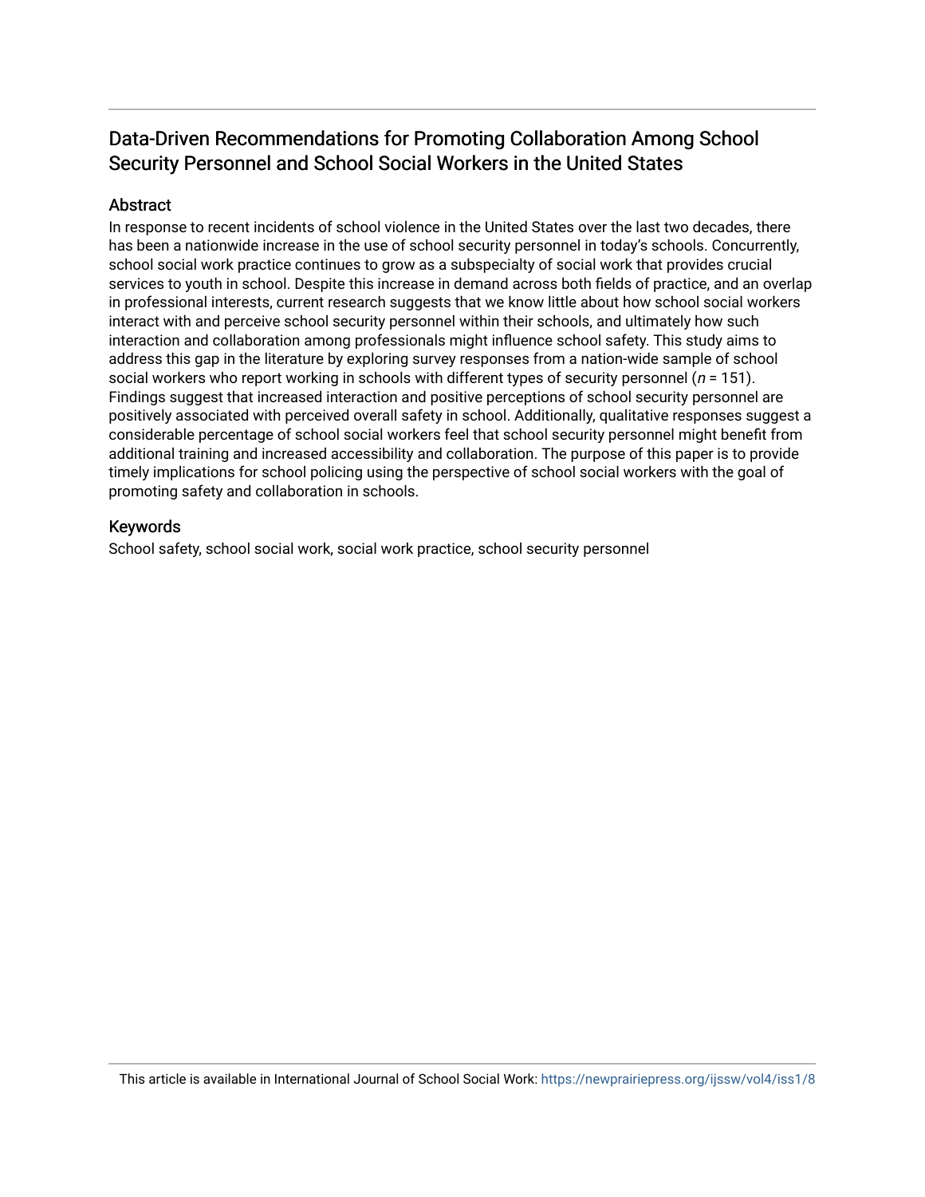# Data-Driven Recommendations for Promoting Collaboration Among School Security Personnel and School Social Workers in the United States

## Abstract

In response to recent incidents of school violence in the United States over the last two decades, there has been a nationwide increase in the use of school security personnel in today's schools. Concurrently, school social work practice continues to grow as a subspecialty of social work that provides crucial services to youth in school. Despite this increase in demand across both fields of practice, and an overlap in professional interests, current research suggests that we know little about how school social workers interact with and perceive school security personnel within their schools, and ultimately how such interaction and collaboration among professionals might influence school safety. This study aims to address this gap in the literature by exploring survey responses from a nation-wide sample of school social workers who report working in schools with different types of security personnel ($n$ = 151). Findings suggest that increased interaction and positive perceptions of school security personnel are positively associated with perceived overall safety in school. Additionally, qualitative responses suggest a considerable percentage of school social workers feel that school security personnel might benefit from additional training and increased accessibility and collaboration. The purpose of this paper is to provide timely implications for school policing using the perspective of school social workers with the goal of promoting safety and collaboration in schools.

## Keywords

School safety, school social work, social work practice, school security personnel

This article is available in International Journal of School Social Work: https://newprairiepress.org/ijssw/vol4/iss1/8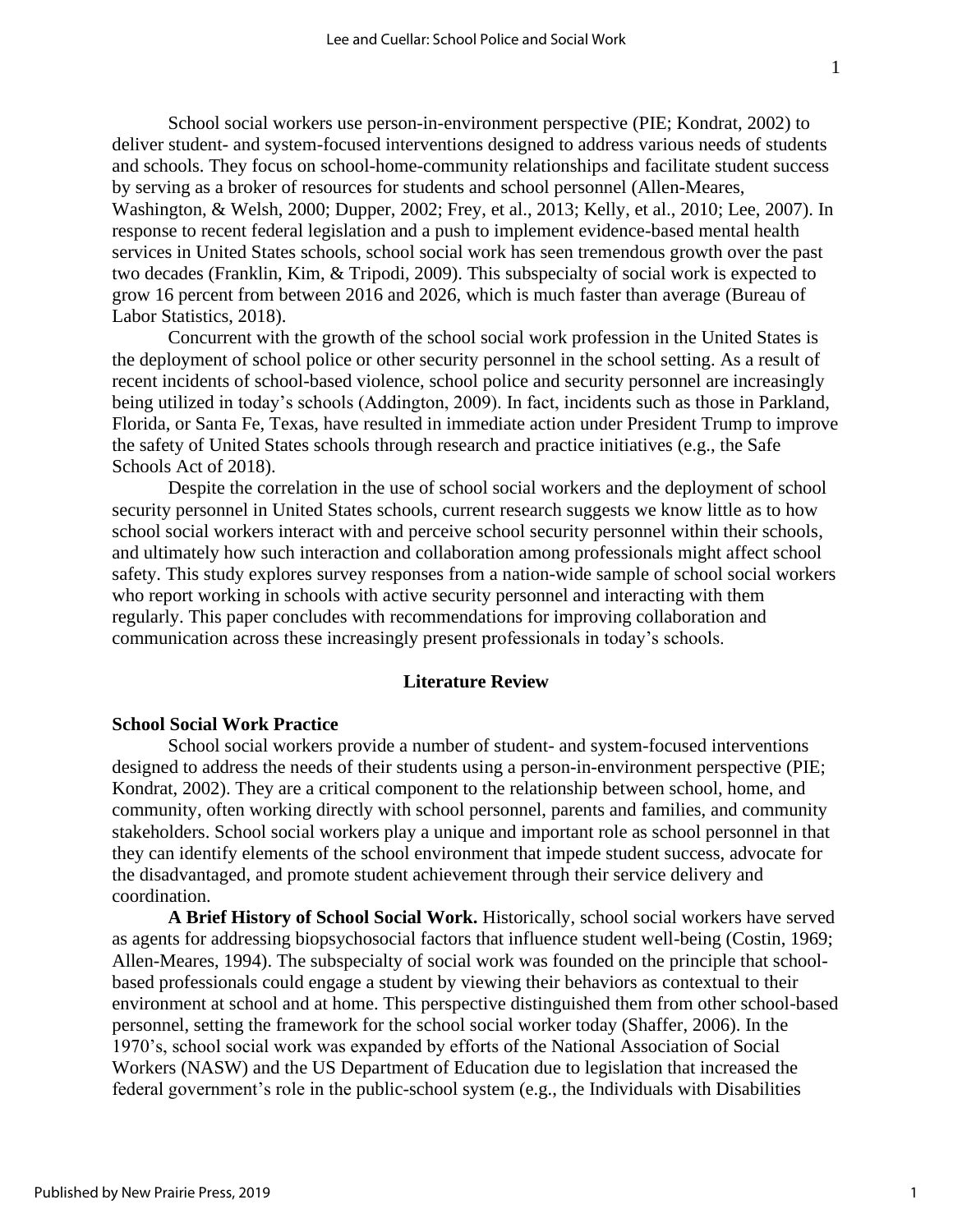School social workers use person-in-environment perspective (PIE; Kondrat, 2002) to deliver student- and system-focused interventions designed to address various needs of students and schools. They focus on school-home-community relationships and facilitate student success by serving as a broker of resources for students and school personnel (Allen-Meares, Washington, & Welsh, 2000; Dupper, 2002; Frey, et al., 2013; Kelly, et al., 2010; Lee, 2007). In response to recent federal legislation and a push to implement evidence-based mental health services in United States schools, school social work has seen tremendous growth over the past two decades (Franklin, Kim, & Tripodi, 2009). This subspecialty of social work is expected to grow 16 percent from between 2016 and 2026, which is much faster than average (Bureau of Labor Statistics, 2018).

Concurrent with the growth of the school social work profession in the United States is the deployment of school police or other security personnel in the school setting. As a result of recent incidents of school-based violence, school police and security personnel are increasingly being utilized in today's schools (Addington, 2009). In fact, incidents such as those in Parkland, Florida, or Santa Fe, Texas, have resulted in immediate action under President Trump to improve the safety of United States schools through research and practice initiatives (e.g., the Safe Schools Act of 2018).

Despite the correlation in the use of school social workers and the deployment of school security personnel in United States schools, current research suggests we know little as to how school social workers interact with and perceive school security personnel within their schools, and ultimately how such interaction and collaboration among professionals might affect school safety. This study explores survey responses from a nation-wide sample of school social workers who report working in schools with active security personnel and interacting with them regularly. This paper concludes with recommendations for improving collaboration and communication across these increasingly present professionals in today's schools.

## Literature Review

### School Social Work Practice

School social workers provide a number of student- and system-focused interventions designed to address the needs of their students using a person-in-environment perspective (PIE; Kondrat, 2002). They are a critical component to the relationship between school, home, and community, often working directly with school personnel, parents and families, and community stakeholders. School social workers play a unique and important role as school personnel in that they can identify elements of the school environment that impede student success, advocate for the disadvantaged, and promote student achievement through their service delivery and coordination.

**A Brief History of School Social Work.** Historically, school social workers have served as agents for addressing biopsychosocial factors that influence student well-being (Costin, 1969; Allen-Meares, 1994). The subspecialty of social work was founded on the principle that school-based professionals could engage a student by viewing their behaviors as contextual to their environment at school and at home. This perspective distinguished them from other school-based personnel, setting the framework for the school social worker today (Shaffer, 2006). In the 1970's, school social work was expanded by efforts of the National Association of Social Workers (NASW) and the US Department of Education due to legislation that increased the federal government's role in the public-school system (e.g., the Individuals with Disabilities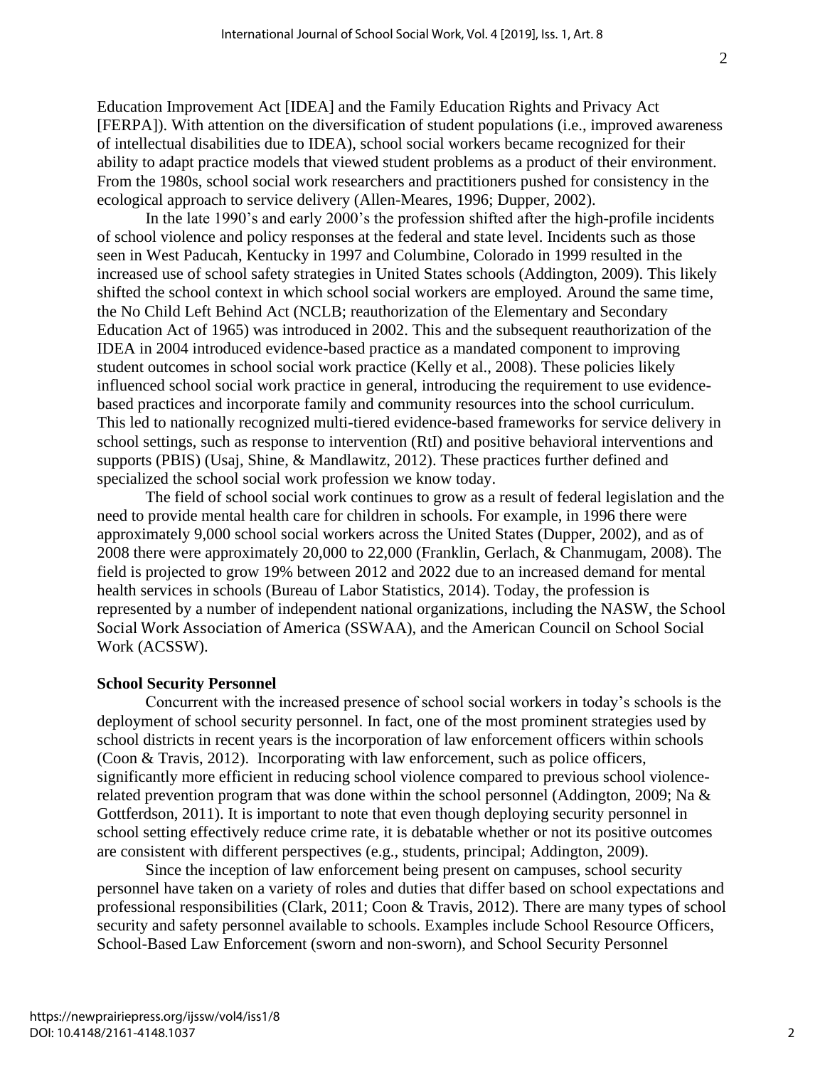Education Improvement Act [IDEA] and the Family Education Rights and Privacy Act [FERPA]). With attention on the diversification of student populations (i.e., improved awareness of intellectual disabilities due to IDEA), school social workers became recognized for their ability to adapt practice models that viewed student problems as a product of their environment. From the 1980s, school social work researchers and practitioners pushed for consistency in the ecological approach to service delivery (Allen-Meares, 1996; Dupper, 2002).

In the late 1990's and early 2000's the profession shifted after the high-profile incidents of school violence and policy responses at the federal and state level. Incidents such as those seen in West Paducah, Kentucky in 1997 and Columbine, Colorado in 1999 resulted in the increased use of school safety strategies in United States schools (Addington, 2009). This likely shifted the school context in which school social workers are employed. Around the same time, the No Child Left Behind Act (NCLB; reauthorization of the Elementary and Secondary Education Act of 1965) was introduced in 2002. This and the subsequent reauthorization of the IDEA in 2004 introduced evidence-based practice as a mandated component to improving student outcomes in school social work practice (Kelly et al., 2008). These policies likely influenced school social work practice in general, introducing the requirement to use evidence-based practices and incorporate family and community resources into the school curriculum. This led to nationally recognized multi-tiered evidence-based frameworks for service delivery in school settings, such as response to intervention (RtI) and positive behavioral interventions and supports (PBIS) (Usaj, Shine, & Mandlawitz, 2012). These practices further defined and specialized the school social work profession we know today.

The field of school social work continues to grow as a result of federal legislation and the need to provide mental health care for children in schools. For example, in 1996 there were approximately 9,000 school social workers across the United States (Dupper, 2002), and as of 2008 there were approximately 20,000 to 22,000 (Franklin, Gerlach, & Chanmugam, 2008). The field is projected to grow 19% between 2012 and 2022 due to an increased demand for mental health services in schools (Bureau of Labor Statistics, 2014). Today, the profession is represented by a number of independent national organizations, including the NASW, the School Social Work Association of America (SSWAA), and the American Council on School Social Work (ACSSW).

**School Security Personnel**

Concurrent with the increased presence of school social workers in today's schools is the deployment of school security personnel. In fact, one of the most prominent strategies used by school districts in recent years is the incorporation of law enforcement officers within schools (Coon & Travis, 2012). Incorporating with law enforcement, such as police officers, significantly more efficient in reducing school violence compared to previous school violence-related prevention program that was done within the school personnel (Addington, 2009; Na & Gottferdson, 2011). It is important to note that even though deploying security personnel in school setting effectively reduce crime rate, it is debatable whether or not its positive outcomes are consistent with different perspectives (e.g., students, principal; Addington, 2009).

Since the inception of law enforcement being present on campuses, school security personnel have taken on a variety of roles and duties that differ based on school expectations and professional responsibilities (Clark, 2011; Coon & Travis, 2012). There are many types of school security and safety personnel available to schools. Examples include School Resource Officers, School-Based Law Enforcement (sworn and non-sworn), and School Security Personnel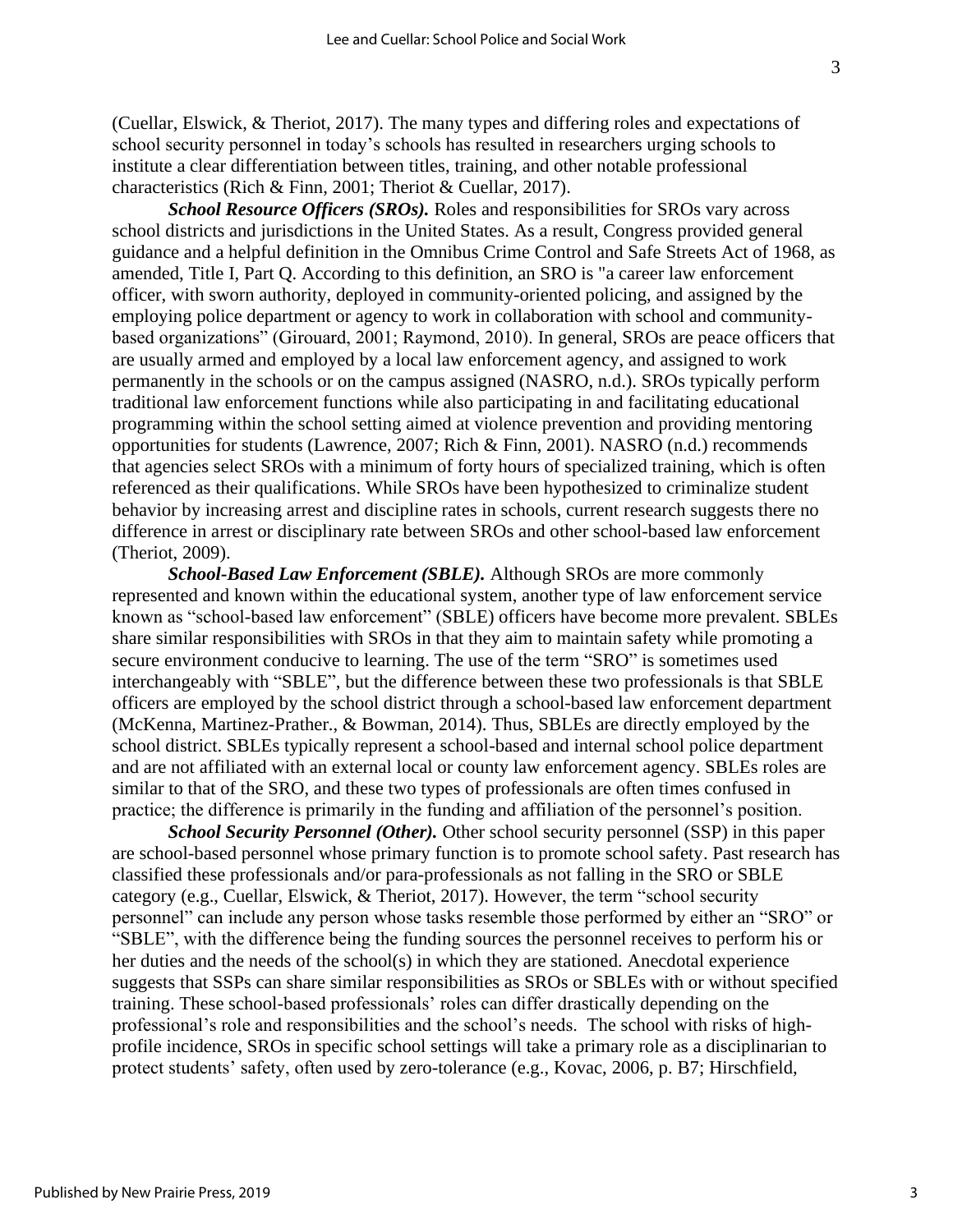(Cuellar, Elswick, & Theriot, 2017). The many types and differing roles and expectations of school security personnel in today's schools has resulted in researchers urging schools to institute a clear differentiation between titles, training, and other notable professional characteristics (Rich & Finn, 2001; Theriot & Cuellar, 2017).

***School Resource Officers (SROs).*** Roles and responsibilities for SROs vary across school districts and jurisdictions in the United States. As a result, Congress provided general guidance and a helpful definition in the Omnibus Crime Control and Safe Streets Act of 1968, as amended, Title I, Part Q. According to this definition, an SRO is "a career law enforcement officer, with sworn authority, deployed in community-oriented policing, and assigned by the employing police department or agency to work in collaboration with school and community-based organizations" (Girouard, 2001; Raymond, 2010). In general, SROs are peace officers that are usually armed and employed by a local law enforcement agency, and assigned to work permanently in the schools or on the campus assigned (NASRO, n.d.). SROs typically perform traditional law enforcement functions while also participating in and facilitating educational programming within the school setting aimed at violence prevention and providing mentoring opportunities for students (Lawrence, 2007; Rich & Finn, 2001). NASRO (n.d.) recommends that agencies select SROs with a minimum of forty hours of specialized training, which is often referenced as their qualifications. While SROs have been hypothesized to criminalize student behavior by increasing arrest and discipline rates in schools, current research suggests there no difference in arrest or disciplinary rate between SROs and other school-based law enforcement (Theriot, 2009).

***School-Based Law Enforcement (SBLE).*** Although SROs are more commonly represented and known within the educational system, another type of law enforcement service known as "school-based law enforcement" (SBLE) officers have become more prevalent. SBLEs share similar responsibilities with SROs in that they aim to maintain safety while promoting a secure environment conducive to learning. The use of the term "SRO" is sometimes used interchangeably with "SBLE", but the difference between these two professionals is that SBLE officers are employed by the school district through a school-based law enforcement department (McKenna, Martinez-Prather., & Bowman, 2014). Thus, SBLEs are directly employed by the school district. SBLEs typically represent a school-based and internal school police department and are not affiliated with an external local or county law enforcement agency. SBLEs roles are similar to that of the SRO, and these two types of professionals are often times confused in practice; the difference is primarily in the funding and affiliation of the personnel's position.

***School Security Personnel (Other).*** Other school security personnel (SSP) in this paper are school-based personnel whose primary function is to promote school safety. Past research has classified these professionals and/or para-professionals as not falling in the SRO or SBLE category (e.g., Cuellar, Elswick, & Theriot, 2017). However, the term "school security personnel" can include any person whose tasks resemble those performed by either an "SRO" or "SBLE", with the difference being the funding sources the personnel receives to perform his or her duties and the needs of the school(s) in which they are stationed. Anecdotal experience suggests that SSPs can share similar responsibilities as SROs or SBLEs with or without specified training. These school-based professionals' roles can differ drastically depending on the professional's role and responsibilities and the school's needs. The school with risks of high-profile incidence, SROs in specific school settings will take a primary role as a disciplinarian to protect students' safety, often used by zero-tolerance (e.g., Kovac, 2006, p. B7; Hirschfield,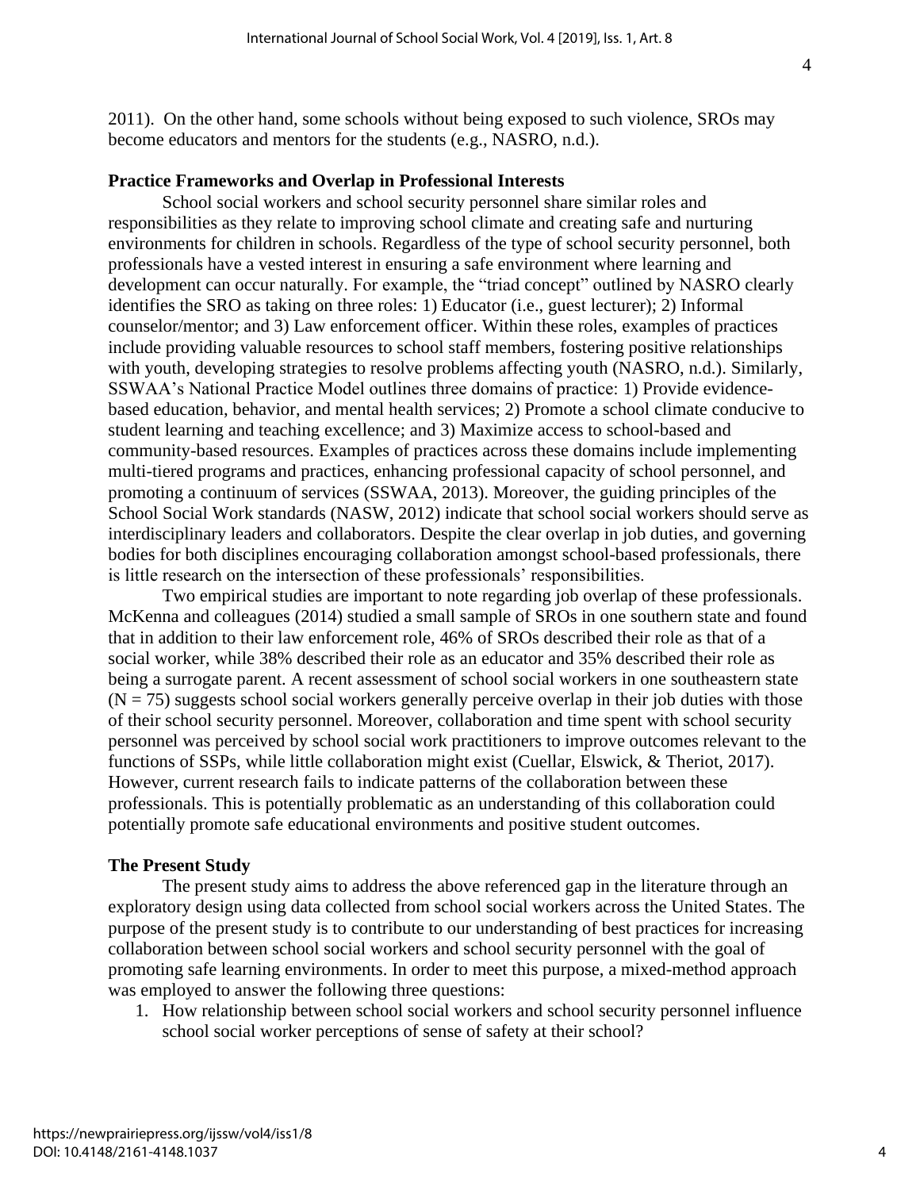2011). On the other hand, some schools without being exposed to such violence, SROs may become educators and mentors for the students (e.g., NASRO, n.d.).

**Practice Frameworks and Overlap in Professional Interests**

School social workers and school security personnel share similar roles and responsibilities as they relate to improving school climate and creating safe and nurturing environments for children in schools. Regardless of the type of school security personnel, both professionals have a vested interest in ensuring a safe environment where learning and development can occur naturally. For example, the "triad concept" outlined by NASRO clearly identifies the SRO as taking on three roles: 1) Educator (i.e., guest lecturer); 2) Informal counselor/mentor; and 3) Law enforcement officer. Within these roles, examples of practices include providing valuable resources to school staff members, fostering positive relationships with youth, developing strategies to resolve problems affecting youth (NASRO, n.d.). Similarly, SSWAA's National Practice Model outlines three domains of practice: 1) Provide evidence-based education, behavior, and mental health services; 2) Promote a school climate conducive to student learning and teaching excellence; and 3) Maximize access to school-based and community-based resources. Examples of practices across these domains include implementing multi-tiered programs and practices, enhancing professional capacity of school personnel, and promoting a continuum of services (SSWAA, 2013). Moreover, the guiding principles of the School Social Work standards (NASW, 2012) indicate that school social workers should serve as interdisciplinary leaders and collaborators. Despite the clear overlap in job duties, and governing bodies for both disciplines encouraging collaboration amongst school-based professionals, there is little research on the intersection of these professionals' responsibilities.

Two empirical studies are important to note regarding job overlap of these professionals. McKenna and colleagues (2014) studied a small sample of SROs in one southern state and found that in addition to their law enforcement role, 46% of SROs described their role as that of a social worker, while 38% described their role as an educator and 35% described their role as being a surrogate parent. A recent assessment of school social workers in one southeastern state ($N = 75$) suggests school social workers generally perceive overlap in their job duties with those of their school security personnel. Moreover, collaboration and time spent with school security personnel was perceived by school social work practitioners to improve outcomes relevant to the functions of SSPs, while little collaboration might exist (Cuellar, Elswick, & Theriot, 2017). However, current research fails to indicate patterns of the collaboration between these professionals. This is potentially problematic as an understanding of this collaboration could potentially promote safe educational environments and positive student outcomes.

**The Present Study**

The present study aims to address the above referenced gap in the literature through an exploratory design using data collected from school social workers across the United States. The purpose of the present study is to contribute to our understanding of best practices for increasing collaboration between school social workers and school security personnel with the goal of promoting safe learning environments. In order to meet this purpose, a mixed-method approach was employed to answer the following three questions:

1. How relationship between school social workers and school security personnel influence school social worker perceptions of sense of safety at their school?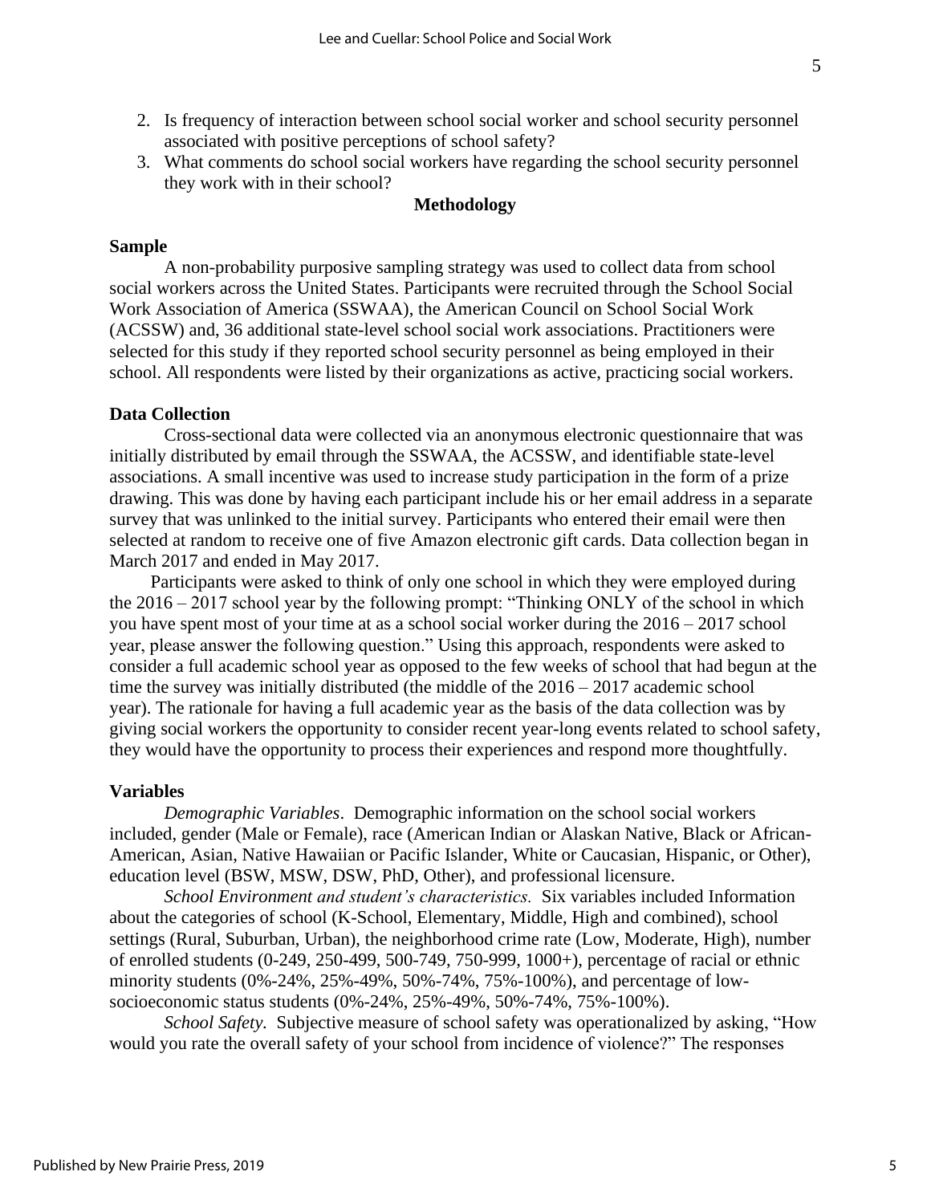2. Is frequency of interaction between school social worker and school security personnel associated with positive perceptions of school safety?
3. What comments do school social workers have regarding the school security personnel they work with in their school?

## Methodology

### Sample

A non-probability purposive sampling strategy was used to collect data from school social workers across the United States. Participants were recruited through the School Social Work Association of America (SSWAA), the American Council on School Social Work (ACSSW) and, 36 additional state-level school social work associations. Practitioners were selected for this study if they reported school security personnel as being employed in their school. All respondents were listed by their organizations as active, practicing social workers.

### Data Collection

Cross-sectional data were collected via an anonymous electronic questionnaire that was initially distributed by email through the SSWAA, the ACSSW, and identifiable state-level associations. A small incentive was used to increase study participation in the form of a prize drawing. This was done by having each participant include his or her email address in a separate survey that was unlinked to the initial survey. Participants who entered their email were then selected at random to receive one of five Amazon electronic gift cards. Data collection began in March 2017 and ended in May 2017.

Participants were asked to think of only one school in which they were employed during the 2016 – 2017 school year by the following prompt: "Thinking ONLY of the school in which you have spent most of your time at as a school social worker during the 2016 – 2017 school year, please answer the following question." Using this approach, respondents were asked to consider a full academic school year as opposed to the few weeks of school that had begun at the time the survey was initially distributed (the middle of the 2016 – 2017 academic school year). The rationale for having a full academic year as the basis of the data collection was by giving social workers the opportunity to consider recent year-long events related to school safety, they would have the opportunity to process their experiences and respond more thoughtfully.

### Variables

*Demographic Variables*. Demographic information on the school social workers included, gender (Male or Female), race (American Indian or Alaskan Native, Black or African-American, Asian, Native Hawaiian or Pacific Islander, White or Caucasian, Hispanic, or Other), education level (BSW, MSW, DSW, PhD, Other), and professional licensure.

*School Environment and student's characteristics.* Six variables included Information about the categories of school (K-School, Elementary, Middle, High and combined), school settings (Rural, Suburban, Urban), the neighborhood crime rate (Low, Moderate, High), number of enrolled students (0-249, 250-499, 500-749, 750-999, 1000+), percentage of racial or ethnic minority students (0%-24%, 25%-49%, 50%-74%, 75%-100%), and percentage of low-socioeconomic status students (0%-24%, 25%-49%, 50%-74%, 75%-100%).

*School Safety.* Subjective measure of school safety was operationalized by asking, "How would you rate the overall safety of your school from incidence of violence?" The responses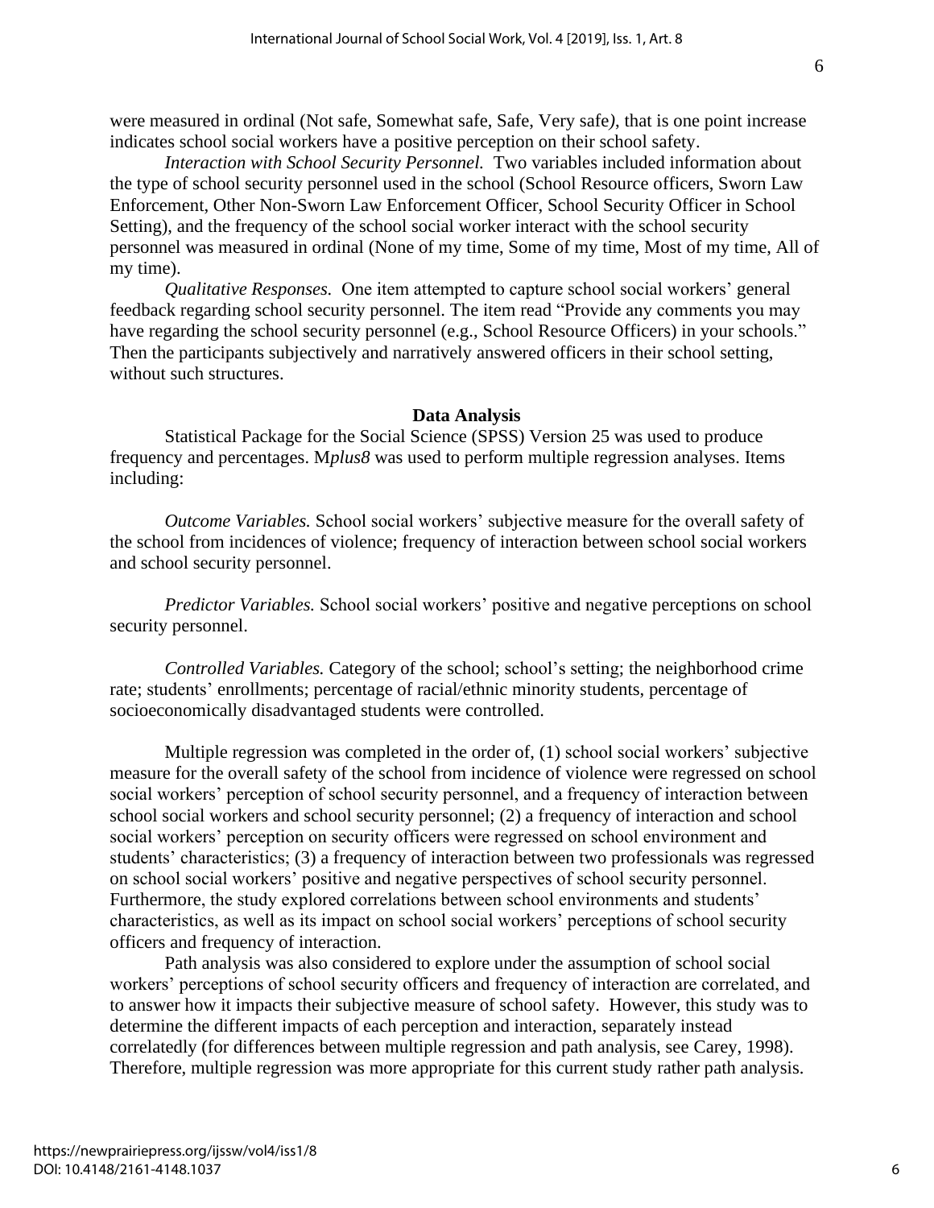were measured in ordinal (Not safe, Somewhat safe, Safe, Very safe*)*, that is one point increase indicates school social workers have a positive perception on their school safety.

*Interaction with School Security Personnel.* Two variables included information about the type of school security personnel used in the school (School Resource officers, Sworn Law Enforcement, Other Non-Sworn Law Enforcement Officer, School Security Officer in School Setting), and the frequency of the school social worker interact with the school security personnel was measured in ordinal (None of my time, Some of my time, Most of my time, All of my time).

*Qualitative Responses.* One item attempted to capture school social workers' general feedback regarding school security personnel. The item read "Provide any comments you may have regarding the school security personnel (e.g., School Resource Officers) in your schools." Then the participants subjectively and narratively answered officers in their school setting, without such structures.

## Data Analysis

Statistical Package for the Social Science (SPSS) Version 25 was used to produce frequency and percentages. M*plus8* was used to perform multiple regression analyses. Items including:

*Outcome Variables.* School social workers' subjective measure for the overall safety of the school from incidences of violence; frequency of interaction between school social workers and school security personnel.

*Predictor Variables.* School social workers' positive and negative perceptions on school security personnel.

*Controlled Variables.* Category of the school; school's setting; the neighborhood crime rate; students' enrollments; percentage of racial/ethnic minority students, percentage of socioeconomically disadvantaged students were controlled.

Multiple regression was completed in the order of, (1) school social workers' subjective measure for the overall safety of the school from incidence of violence were regressed on school social workers' perception of school security personnel, and a frequency of interaction between school social workers and school security personnel; (2) a frequency of interaction and school social workers' perception on security officers were regressed on school environment and students' characteristics; (3) a frequency of interaction between two professionals was regressed on school social workers' positive and negative perspectives of school security personnel. Furthermore, the study explored correlations between school environments and students' characteristics, as well as its impact on school social workers' perceptions of school security officers and frequency of interaction.

Path analysis was also considered to explore under the assumption of school social workers' perceptions of school security officers and frequency of interaction are correlated, and to answer how it impacts their subjective measure of school safety. However, this study was to determine the different impacts of each perception and interaction, separately instead correlatedly (for differences between multiple regression and path analysis, see Carey, 1998). Therefore, multiple regression was more appropriate for this current study rather path analysis.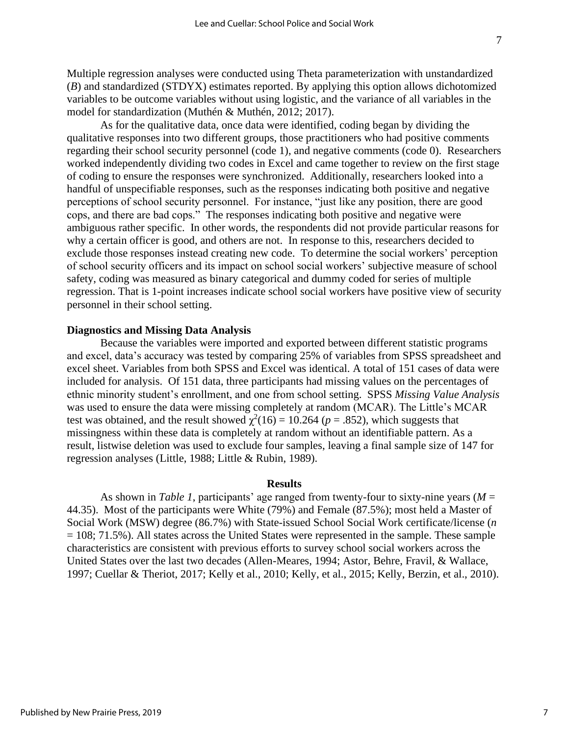Multiple regression analyses were conducted using Theta parameterization with unstandardized (*B*) and standardized (STDYX) estimates reported. By applying this option allows dichotomized variables to be outcome variables without using logistic, and the variance of all variables in the model for standardization (Muthén & Muthén, 2012; 2017).

As for the qualitative data, once data were identified, coding began by dividing the qualitative responses into two different groups, those practitioners who had positive comments regarding their school security personnel (code 1), and negative comments (code 0). Researchers worked independently dividing two codes in Excel and came together to review on the first stage of coding to ensure the responses were synchronized. Additionally, researchers looked into a handful of unspecifiable responses, such as the responses indicating both positive and negative perceptions of school security personnel. For instance, "just like any position, there are good cops, and there are bad cops." The responses indicating both positive and negative were ambiguous rather specific. In other words, the respondents did not provide particular reasons for why a certain officer is good, and others are not. In response to this, researchers decided to exclude those responses instead creating new code. To determine the social workers' perception of school security officers and its impact on school social workers' subjective measure of school safety, coding was measured as binary categorical and dummy coded for series of multiple regression. That is 1-point increases indicate school social workers have positive view of security personnel in their school setting.

### Diagnostics and Missing Data Analysis

Because the variables were imported and exported between different statistic programs and excel, data's accuracy was tested by comparing 25% of variables from SPSS spreadsheet and excel sheet. Variables from both SPSS and Excel was identical. A total of 151 cases of data were included for analysis. Of 151 data, three participants had missing values on the percentages of ethnic minority student's enrollment, and one from school setting. SPSS *Missing Value Analysis* was used to ensure the data were missing completely at random (MCAR). The Little's MCAR test was obtained, and the result showed $\chi^2(16) = 10.264$ ($p = .852$), which suggests that missingness within these data is completely at random without an identifiable pattern. As a result, listwise deletion was used to exclude four samples, leaving a final sample size of 147 for regression analyses (Little, 1988; Little & Rubin, 1989).

## Results

As shown in *Table 1*, participants' age ranged from twenty-four to sixty-nine years ($M$ = 44.35). Most of the participants were White (79%) and Female (87.5%); most held a Master of Social Work (MSW) degree (86.7%) with State-issued School Social Work certificate/license ($n$ = 108; 71.5%). All states across the United States were represented in the sample. These sample characteristics are consistent with previous efforts to survey school social workers across the United States over the last two decades (Allen-Meares, 1994; Astor, Behre, Fravil, & Wallace, 1997; Cuellar & Theriot, 2017; Kelly et al., 2010; Kelly, et al., 2015; Kelly, Berzin, et al., 2010).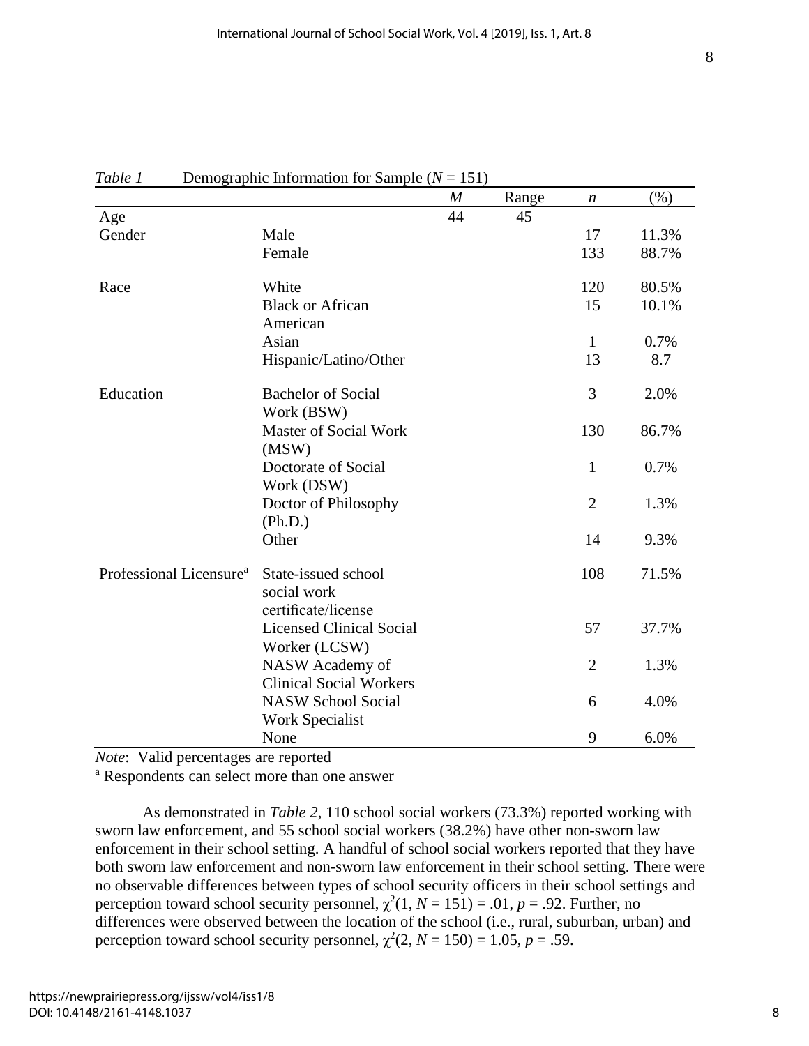*Table 1* Demographic Information for Sample ($N$ = 151)

| | | $M$ | Range | $n$ | (%) |
|---|---|---|---|---|---|
| Age | | 44 | 45 | | |
| Gender | Male | | | 17 | 11.3% |
| | Female | | | 133 | 88.7% |
| Race | White | | | 120 | 80.5% |
| | Black or African American | | | 15 | 10.1% |
| | Asian | | | 1 | 0.7% |
| | Hispanic/Latino/Other | | | 13 | 8.7 |
| Education | Bachelor of Social Work (BSW) | | | 3 | 2.0% |
| | Master of Social Work (MSW) | | | 130 | 86.7% |
| | Doctorate of Social Work (DSW) | | | 1 | 0.7% |
| | Doctor of Philosophy (Ph.D.) | | | 2 | 1.3% |
| | Other | | | 14 | 9.3% |
| Professional Licensure[a] | State-issued school social work certificate/license | | | 108 | 71.5% |
| | Licensed Clinical Social Worker (LCSW) | | | 57 | 37.7% |
| | NASW Academy of Clinical Social Workers | | | 2 | 1.3% |
| | NASW School Social Work Specialist | | | 6 | 4.0% |
| | None | | | 9 | 6.0% |

*Note*: Valid percentages are reported
[a] Respondents can select more than one answer

As demonstrated in *Table 2*, 110 school social workers (73.3%) reported working with sworn law enforcement, and 55 school social workers (38.2%) have other non-sworn law enforcement in their school setting. A handful of school social workers reported that they have both sworn law enforcement and non-sworn law enforcement in their school setting. There were no observable differences between types of school security officers in their school settings and perception toward school security personnel, $\chi^2(1, N = 151) = .01$, $p = .92$. Further, no differences were observed between the location of the school (i.e., rural, suburban, urban) and perception toward school security personnel, $\chi^2(2, N = 150) = 1.05$, $p = .59$.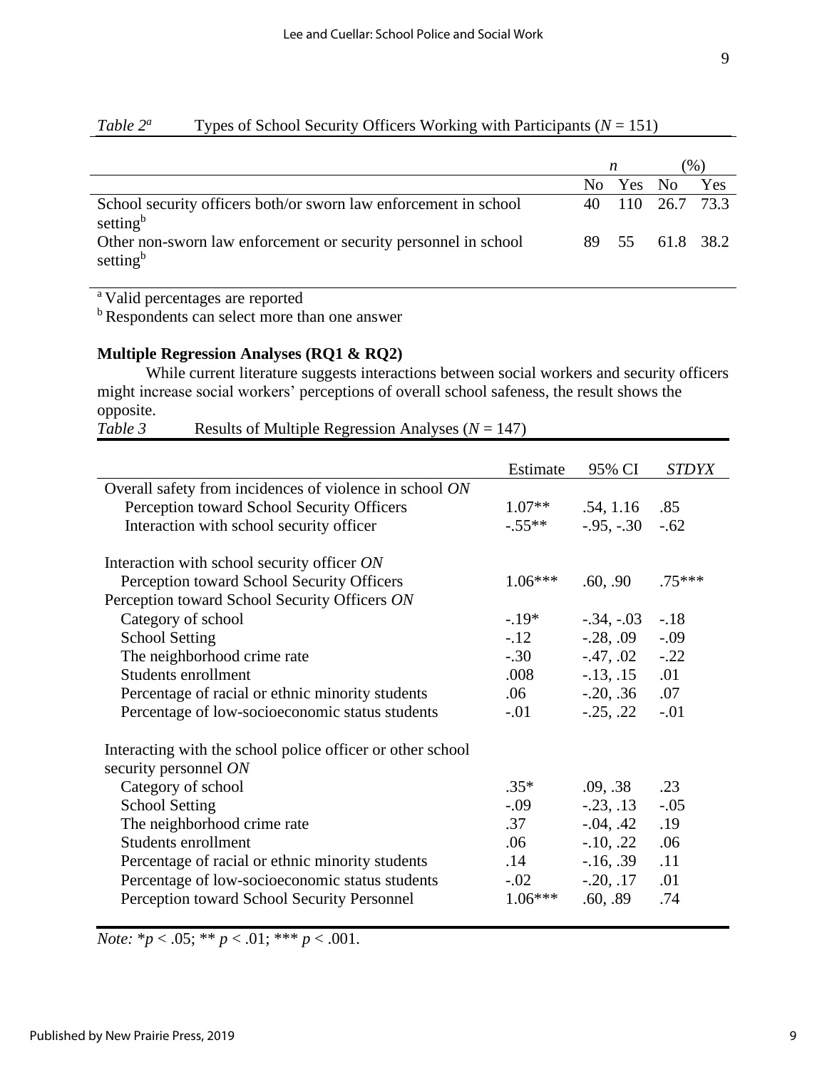*Table 2*[a] Types of School Security Officers Working with Participants (*N* = 151)

| | *n* | | (%) | |
|---|---|---|---|---|
| | No | Yes | No | Yes |
| School security officers both/or sworn law enforcement in school setting[b] | 40 | 110 | 26.7 | 73.3 |
| Other non-sworn law enforcement or security personnel in school setting[b] | 89 | 55 | 61.8 | 38.2 |

[a] Valid percentages are reported
[b] Respondents can select more than one answer

**Multiple Regression Analyses (RQ1 & RQ2)**

While current literature suggests interactions between social workers and security officers might increase social workers' perceptions of overall school safeness, the result shows the opposite.

*Table 3* Results of Multiple Regression Analyses (*N* = 147)

| | Estimate | 95% CI | *STDYX* |
|---|---|---|---|
| Overall safety from incidences of violence in school *ON* | | | |
| Perception toward School Security Officers | 1.07** | .54, 1.16 | .85 |
| Interaction with school security officer | -.55** | -.95, -.30 | -.62 |
| Interaction with school security officer *ON* | | | |
| Perception toward School Security Officers | 1.06*** | .60, .90 | .75*** |
| Perception toward School Security Officers *ON* | | | |
| Category of school | -.19* | -.34, -.03 | -.18 |
| School Setting | -.12 | -.28, .09 | -.09 |
| The neighborhood crime rate | -.30 | -.47, .02 | -.22 |
| Students enrollment | .008 | -.13, .15 | .01 |
| Percentage of racial or ethnic minority students | .06 | -.20, .36 | .07 |
| Percentage of low-socioeconomic status students | -.01 | -.25, .22 | -.01 |
| Interacting with the school police officer or other school security personnel *ON* | | | |
| Category of school | .35* | .09, .38 | .23 |
| School Setting | -.09 | -.23, .13 | -.05 |
| The neighborhood crime rate | .37 | -.04, .42 | .19 |
| Students enrollment | .06 | -.10, .22 | .06 |
| Percentage of racial or ethnic minority students | .14 | -.16, .39 | .11 |
| Percentage of low-socioeconomic status students | -.02 | -.20, .17 | .01 |
| Perception toward School Security Personnel | 1.06*** | .60, .89 | .74 |

*Note:* *$p < .05$; ** $p < .01$; *** $p < .001$.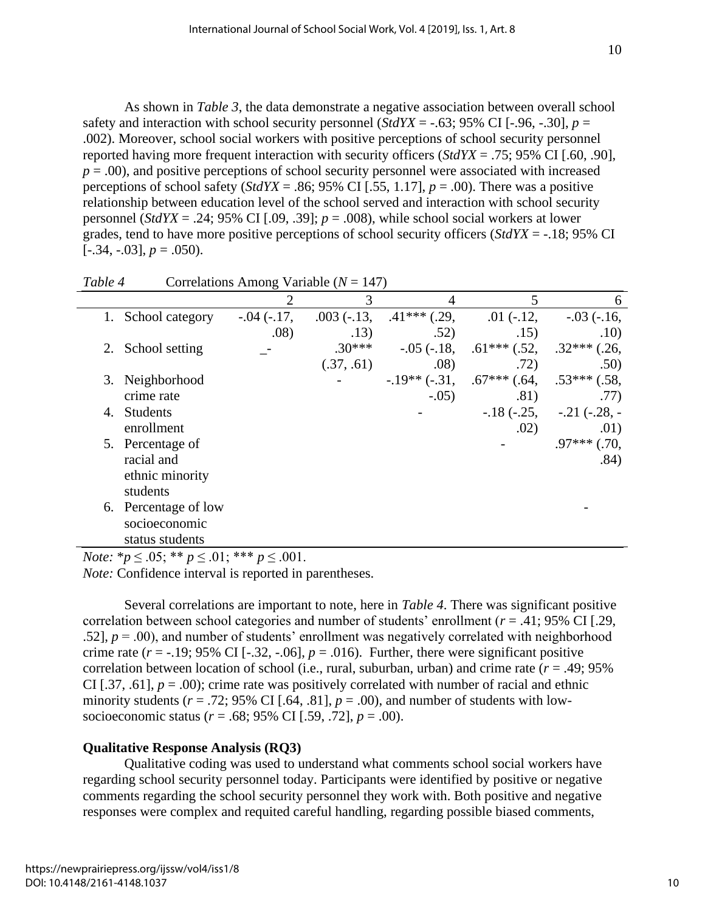As shown in *Table 3*, the data demonstrate a negative association between overall school safety and interaction with school security personnel (*StdYX* = -.63; 95% CI [-.96, -.30], $p$ = .002). Moreover, school social workers with positive perceptions of school security personnel reported having more frequent interaction with security officers (*StdYX* = .75; 95% CI [.60, .90], $p$ = .00), and positive perceptions of school security personnel were associated with increased perceptions of school safety (*StdYX* = .86; 95% CI [.55, 1.17], $p$ = .00). There was a positive relationship between education level of the school served and interaction with school security personnel (*StdYX* = .24; 95% CI [.09, .39]; $p$ = .008), while school social workers at lower grades, tend to have more positive perceptions of school security officers (*StdYX* = -.18; 95% CI [-.34, -.03], $p$ = .050).

*Table 4* Correlations Among Variable ($N$ = 147)

| | 2 | 3 | 4 | 5 | 6 |
|---|---|---|---|---|---|
| 1. School category | -.04 (-.17, .08) | .003 (-.13, .13) | .41*** (.29, .52) | .01 (-.12, .15) | -.03 (-.16, .10) |
| 2. School setting | _- | .30*** (.37, .61) | -.05 (-.18, .08) | .61*** (.52, .72) | .32*** (.26, .50) |
| 3. Neighborhood crime rate | | - | -.19** (-.31, -.05) | .67*** (.64, .81) | .53*** (.58, .77) |
| 4. Students enrollment | | | - | -.18 (-.25, .02) | -.21 (-.28, -.01) |
| 5. Percentage of racial and ethnic minority students | | | | - | .97*** (.70, .84) |
| 6. Percentage of low socioeconomic status students | | | | | - |

*Note:* *$p \leq .05$; ** $p \leq .01$; *** $p \leq .001$.
*Note:* Confidence interval is reported in parentheses.

Several correlations are important to note, here in *Table 4*. There was significant positive correlation between school categories and number of students' enrollment ($r$ = .41; 95% CI [.29, .52], $p$ = .00), and number of students' enrollment was negatively correlated with neighborhood crime rate ($r$ = -.19; 95% CI [-.32, -.06], $p$ = .016). Further, there were significant positive correlation between location of school (i.e., rural, suburban, urban) and crime rate ($r$ = .49; 95% CI [.37, .61], $p$ = .00); crime rate was positively correlated with number of racial and ethnic minority students ($r$ = .72; 95% CI [.64, .81], $p$ = .00), and number of students with low-socioeconomic status ($r$ = .68; 95% CI [.59, .72], $p$ = .00).

**Qualitative Response Analysis (RQ3)**

Qualitative coding was used to understand what comments school social workers have regarding school security personnel today. Participants were identified by positive or negative comments regarding the school security personnel they work with. Both positive and negative responses were complex and requited careful handling, regarding possible biased comments,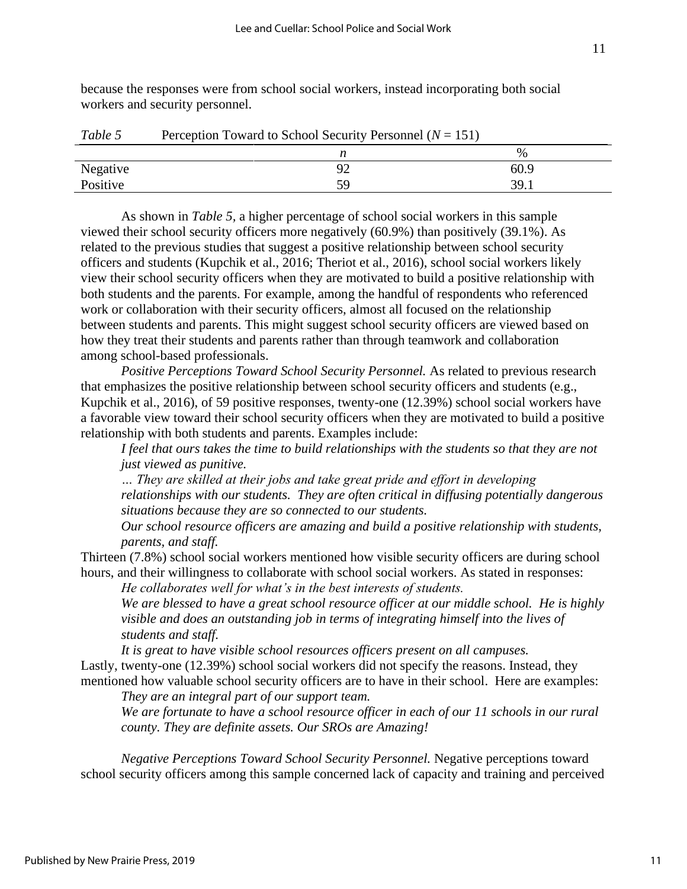because the responses were from school social workers, instead incorporating both social workers and security personnel.

*Table 5* Perception Toward to School Security Personnel ($N$ = 151)

| | $n$ | % |
|---|---|---|
| Negative | 92 | 60.9 |
| Positive | 59 | 39.1 |

As shown in *Table 5*, a higher percentage of school social workers in this sample viewed their school security officers more negatively (60.9%) than positively (39.1%). As related to the previous studies that suggest a positive relationship between school security officers and students (Kupchik et al., 2016; Theriot et al., 2016), school social workers likely view their school security officers when they are motivated to build a positive relationship with both students and the parents. For example, among the handful of respondents who referenced work or collaboration with their security officers, almost all focused on the relationship between students and parents. This might suggest school security officers are viewed based on how they treat their students and parents rather than through teamwork and collaboration among school-based professionals.

*Positive Perceptions Toward School Security Personnel.* As related to previous research that emphasizes the positive relationship between school security officers and students (e.g., Kupchik et al., 2016), of 59 positive responses, twenty-one (12.39%) school social workers have a favorable view toward their school security officers when they are motivated to build a positive relationship with both students and parents. Examples include:

*I feel that ours takes the time to build relationships with the students so that they are not just viewed as punitive.*

*… They are skilled at their jobs and take great pride and effort in developing relationships with our students. They are often critical in diffusing potentially dangerous situations because they are so connected to our students.*

*Our school resource officers are amazing and build a positive relationship with students, parents, and staff.*

Thirteen (7.8%) school social workers mentioned how visible security officers are during school hours, and their willingness to collaborate with school social workers. As stated in responses:

*He collaborates well for what's in the best interests of students.*

*We are blessed to have a great school resource officer at our middle school. He is highly visible and does an outstanding job in terms of integrating himself into the lives of students and staff.*

*It is great to have visible school resources officers present on all campuses.*

Lastly, twenty-one (12.39%) school social workers did not specify the reasons. Instead, they mentioned how valuable school security officers are to have in their school. Here are examples:

*They are an integral part of our support team.*

*We are fortunate to have a school resource officer in each of our 11 schools in our rural county. They are definite assets. Our SROs are Amazing!*

*Negative Perceptions Toward School Security Personnel.* Negative perceptions toward school security officers among this sample concerned lack of capacity and training and perceived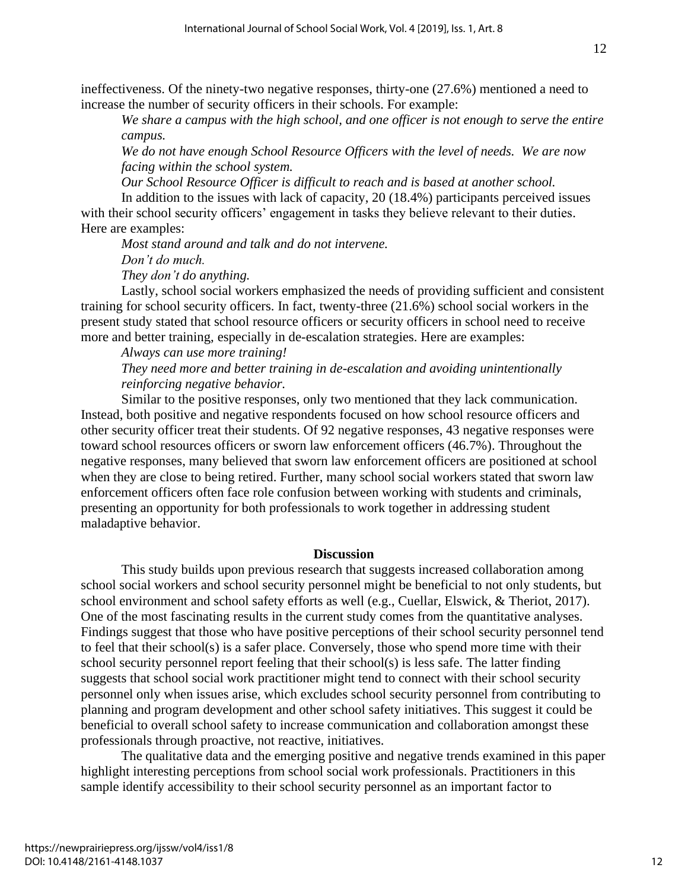ineffectiveness. Of the ninety-two negative responses, thirty-one (27.6%) mentioned a need to increase the number of security officers in their schools. For example:

*We share a campus with the high school, and one officer is not enough to serve the entire campus.*

*We do not have enough School Resource Officers with the level of needs. We are now facing within the school system.*

*Our School Resource Officer is difficult to reach and is based at another school.*

In addition to the issues with lack of capacity, 20 (18.4%) participants perceived issues with their school security officers' engagement in tasks they believe relevant to their duties. Here are examples:

*Most stand around and talk and do not intervene.*

*Don't do much.*

*They don't do anything.*

Lastly, school social workers emphasized the needs of providing sufficient and consistent training for school security officers. In fact, twenty-three (21.6%) school social workers in the present study stated that school resource officers or security officers in school need to receive more and better training, especially in de-escalation strategies. Here are examples:

*Always can use more training!*

*They need more and better training in de-escalation and avoiding unintentionally reinforcing negative behavior.*

Similar to the positive responses, only two mentioned that they lack communication. Instead, both positive and negative respondents focused on how school resource officers and other security officer treat their students. Of 92 negative responses, 43 negative responses were toward school resources officers or sworn law enforcement officers (46.7%). Throughout the negative responses, many believed that sworn law enforcement officers are positioned at school when they are close to being retired. Further, many school social workers stated that sworn law enforcement officers often face role confusion between working with students and criminals, presenting an opportunity for both professionals to work together in addressing student maladaptive behavior.

## Discussion

This study builds upon previous research that suggests increased collaboration among school social workers and school security personnel might be beneficial to not only students, but school environment and school safety efforts as well (e.g., Cuellar, Elswick, & Theriot, 2017). One of the most fascinating results in the current study comes from the quantitative analyses. Findings suggest that those who have positive perceptions of their school security personnel tend to feel that their school(s) is a safer place. Conversely, those who spend more time with their school security personnel report feeling that their school(s) is less safe. The latter finding suggests that school social work practitioner might tend to connect with their school security personnel only when issues arise, which excludes school security personnel from contributing to planning and program development and other school safety initiatives. This suggest it could be beneficial to overall school safety to increase communication and collaboration amongst these professionals through proactive, not reactive, initiatives.

The qualitative data and the emerging positive and negative trends examined in this paper highlight interesting perceptions from school social work professionals. Practitioners in this sample identify accessibility to their school security personnel as an important factor to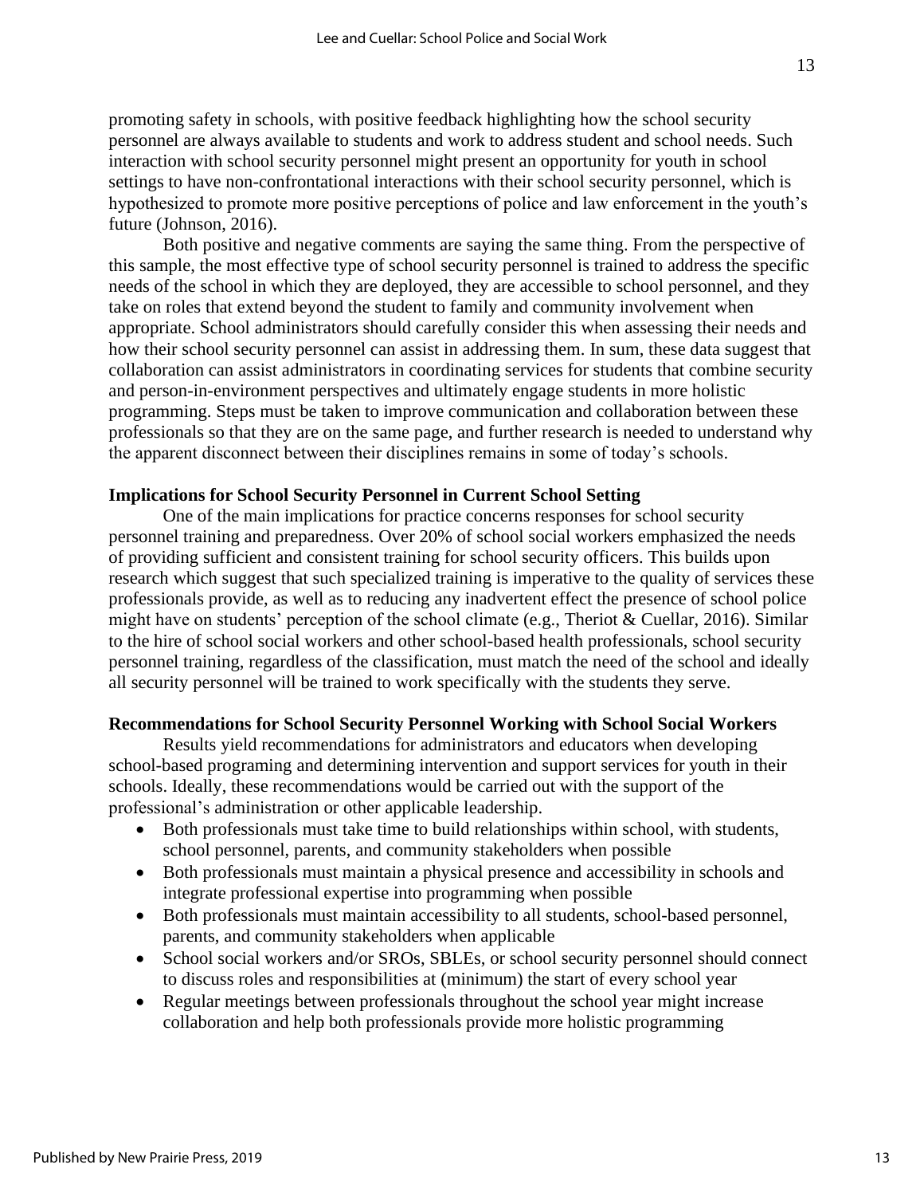promoting safety in schools, with positive feedback highlighting how the school security personnel are always available to students and work to address student and school needs. Such interaction with school security personnel might present an opportunity for youth in school settings to have non-confrontational interactions with their school security personnel, which is hypothesized to promote more positive perceptions of police and law enforcement in the youth's future (Johnson, 2016).

Both positive and negative comments are saying the same thing. From the perspective of this sample, the most effective type of school security personnel is trained to address the specific needs of the school in which they are deployed, they are accessible to school personnel, and they take on roles that extend beyond the student to family and community involvement when appropriate. School administrators should carefully consider this when assessing their needs and how their school security personnel can assist in addressing them. In sum, these data suggest that collaboration can assist administrators in coordinating services for students that combine security and person-in-environment perspectives and ultimately engage students in more holistic programming. Steps must be taken to improve communication and collaboration between these professionals so that they are on the same page, and further research is needed to understand why the apparent disconnect between their disciplines remains in some of today's schools.

**Implications for School Security Personnel in Current School Setting**

One of the main implications for practice concerns responses for school security personnel training and preparedness. Over 20% of school social workers emphasized the needs of providing sufficient and consistent training for school security officers. This builds upon research which suggest that such specialized training is imperative to the quality of services these professionals provide, as well as to reducing any inadvertent effect the presence of school police might have on students' perception of the school climate (e.g., Theriot & Cuellar, 2016). Similar to the hire of school social workers and other school-based health professionals, school security personnel training, regardless of the classification, must match the need of the school and ideally all security personnel will be trained to work specifically with the students they serve.

**Recommendations for School Security Personnel Working with School Social Workers**

Results yield recommendations for administrators and educators when developing school-based programing and determining intervention and support services for youth in their schools. Ideally, these recommendations would be carried out with the support of the professional's administration or other applicable leadership.

- Both professionals must take time to build relationships within school, with students, school personnel, parents, and community stakeholders when possible
- Both professionals must maintain a physical presence and accessibility in schools and integrate professional expertise into programming when possible
- Both professionals must maintain accessibility to all students, school-based personnel, parents, and community stakeholders when applicable
- School social workers and/or SROs, SBLEs, or school security personnel should connect to discuss roles and responsibilities at (minimum) the start of every school year
- Regular meetings between professionals throughout the school year might increase collaboration and help both professionals provide more holistic programming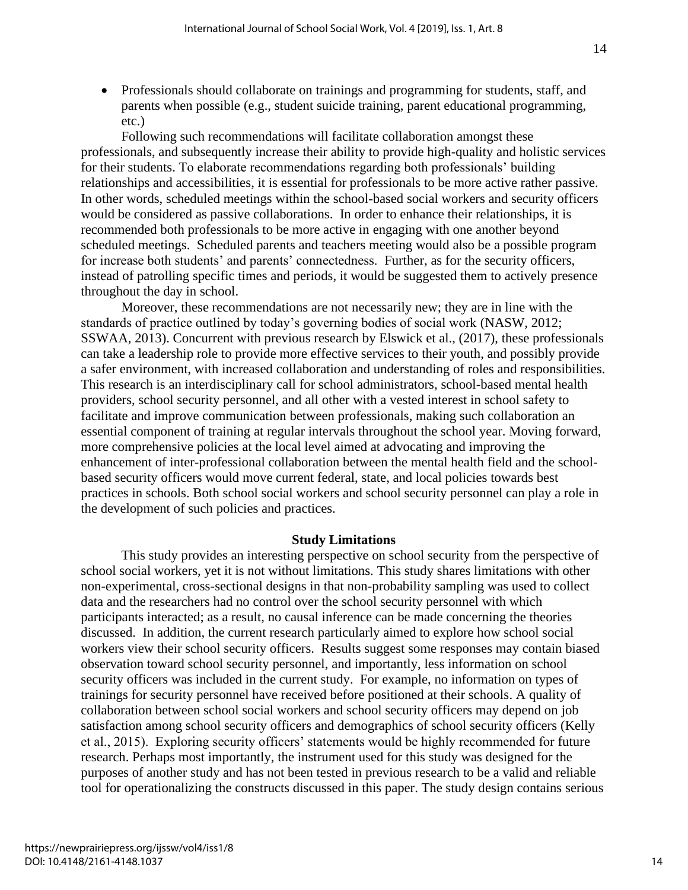- Professionals should collaborate on trainings and programming for students, staff, and parents when possible (e.g., student suicide training, parent educational programming, etc.)

Following such recommendations will facilitate collaboration amongst these professionals, and subsequently increase their ability to provide high-quality and holistic services for their students. To elaborate recommendations regarding both professionals' building relationships and accessibilities, it is essential for professionals to be more active rather passive. In other words, scheduled meetings within the school-based social workers and security officers would be considered as passive collaborations. In order to enhance their relationships, it is recommended both professionals to be more active in engaging with one another beyond scheduled meetings. Scheduled parents and teachers meeting would also be a possible program for increase both students' and parents' connectedness. Further, as for the security officers, instead of patrolling specific times and periods, it would be suggested them to actively presence throughout the day in school.

Moreover, these recommendations are not necessarily new; they are in line with the standards of practice outlined by today's governing bodies of social work (NASW, 2012; SSWAA, 2013). Concurrent with previous research by Elswick et al., (2017), these professionals can take a leadership role to provide more effective services to their youth, and possibly provide a safer environment, with increased collaboration and understanding of roles and responsibilities. This research is an interdisciplinary call for school administrators, school-based mental health providers, school security personnel, and all other with a vested interest in school safety to facilitate and improve communication between professionals, making such collaboration an essential component of training at regular intervals throughout the school year. Moving forward, more comprehensive policies at the local level aimed at advocating and improving the enhancement of inter-professional collaboration between the mental health field and the school-based security officers would move current federal, state, and local policies towards best practices in schools. Both school social workers and school security personnel can play a role in the development of such policies and practices.

## Study Limitations

This study provides an interesting perspective on school security from the perspective of school social workers, yet it is not without limitations. This study shares limitations with other non-experimental, cross-sectional designs in that non-probability sampling was used to collect data and the researchers had no control over the school security personnel with which participants interacted; as a result, no causal inference can be made concerning the theories discussed. In addition, the current research particularly aimed to explore how school social workers view their school security officers. Results suggest some responses may contain biased observation toward school security personnel, and importantly, less information on school security officers was included in the current study. For example, no information on types of trainings for security personnel have received before positioned at their schools. A quality of collaboration between school social workers and school security officers may depend on job satisfaction among school security officers and demographics of school security officers (Kelly et al., 2015). Exploring security officers' statements would be highly recommended for future research. Perhaps most importantly, the instrument used for this study was designed for the purposes of another study and has not been tested in previous research to be a valid and reliable tool for operationalizing the constructs discussed in this paper. The study design contains serious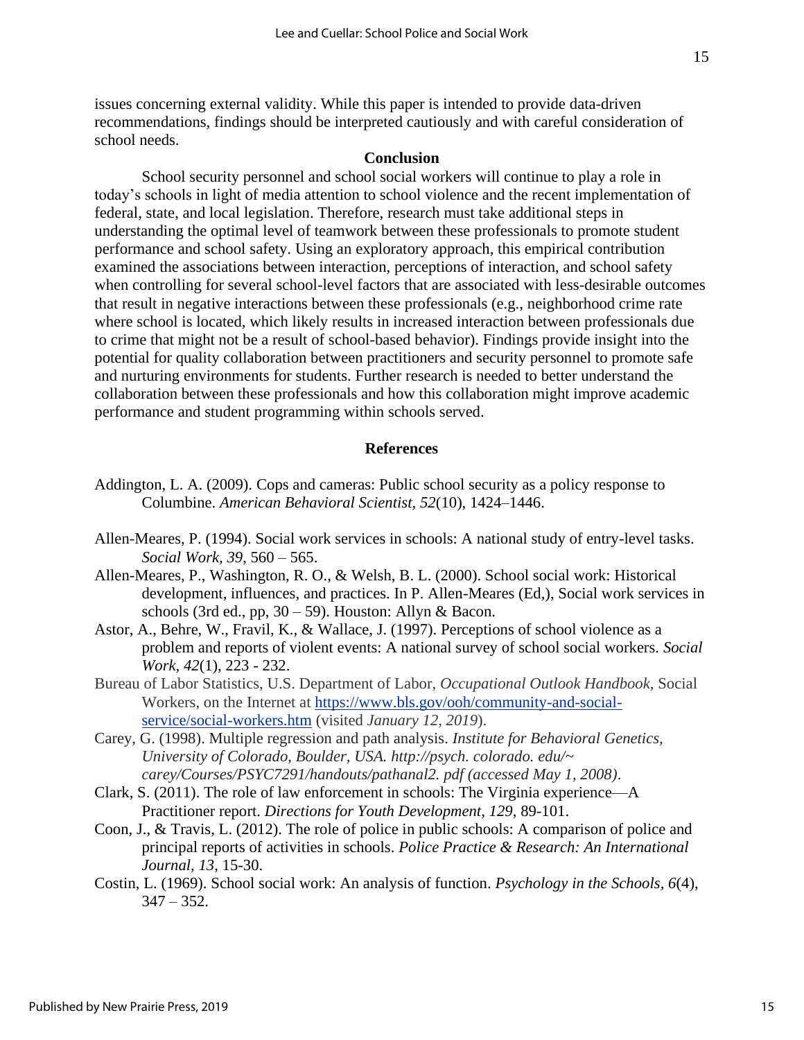issues concerning external validity. While this paper is intended to provide data-driven recommendations, findings should be interpreted cautiously and with careful consideration of school needs.

## Conclusion

School security personnel and school social workers will continue to play a role in today's schools in light of media attention to school violence and the recent implementation of federal, state, and local legislation. Therefore, research must take additional steps in understanding the optimal level of teamwork between these professionals to promote student performance and school safety. Using an exploratory approach, this empirical contribution examined the associations between interaction, perceptions of interaction, and school safety when controlling for several school-level factors that are associated with less-desirable outcomes that result in negative interactions between these professionals (e.g., neighborhood crime rate where school is located, which likely results in increased interaction between professionals due to crime that might not be a result of school-based behavior). Findings provide insight into the potential for quality collaboration between practitioners and security personnel to promote safe and nurturing environments for students. Further research is needed to better understand the collaboration between these professionals and how this collaboration might improve academic performance and student programming within schools served.

## References

Addington, L. A. (2009). Cops and cameras: Public school security as a policy response to Columbine. *American Behavioral Scientist, 52*(10), 1424–1446.

Allen-Meares, P. (1994). Social work services in schools: A national study of entry-level tasks. *Social Work, 39*, 560 – 565.

Allen-Meares, P., Washington, R. O., & Welsh, B. L. (2000). School social work: Historical development, influences, and practices. In P. Allen-Meares (Ed,), Social work services in schools (3rd ed., pp, 30 – 59). Houston: Allyn & Bacon.

Astor, A., Behre, W., Fravil, K., & Wallace, J. (1997). Perceptions of school violence as a problem and reports of violent events: A national survey of school social workers. *Social Work, 42*(1), 223 - 232.

Bureau of Labor Statistics, U.S. Department of Labor, *Occupational Outlook Handbook*, Social Workers, on the Internet at https://www.bls.gov/ooh/community-and-social-service/social-workers.htm (visited *January 12, 2019*).

Carey, G. (1998). Multiple regression and path analysis. *Institute for Behavioral Genetics, University of Colorado, Boulder, USA. http://psych. colorado. edu/~ carey/Courses/PSYC7291/handouts/pathanal2. pdf (accessed May 1, 2008)*.

Clark, S. (2011). The role of law enforcement in schools: The Virginia experience—A Practitioner report. *Directions for Youth Development, 129*, 89-101.

Coon, J., & Travis, L. (2012). The role of police in public schools: A comparison of police and principal reports of activities in schools. *Police Practice & Research: An International Journal, 13*, 15-30.

Costin, L. (1969). School social work: An analysis of function. *Psychology in the Schools, 6*(4), 347 – 352.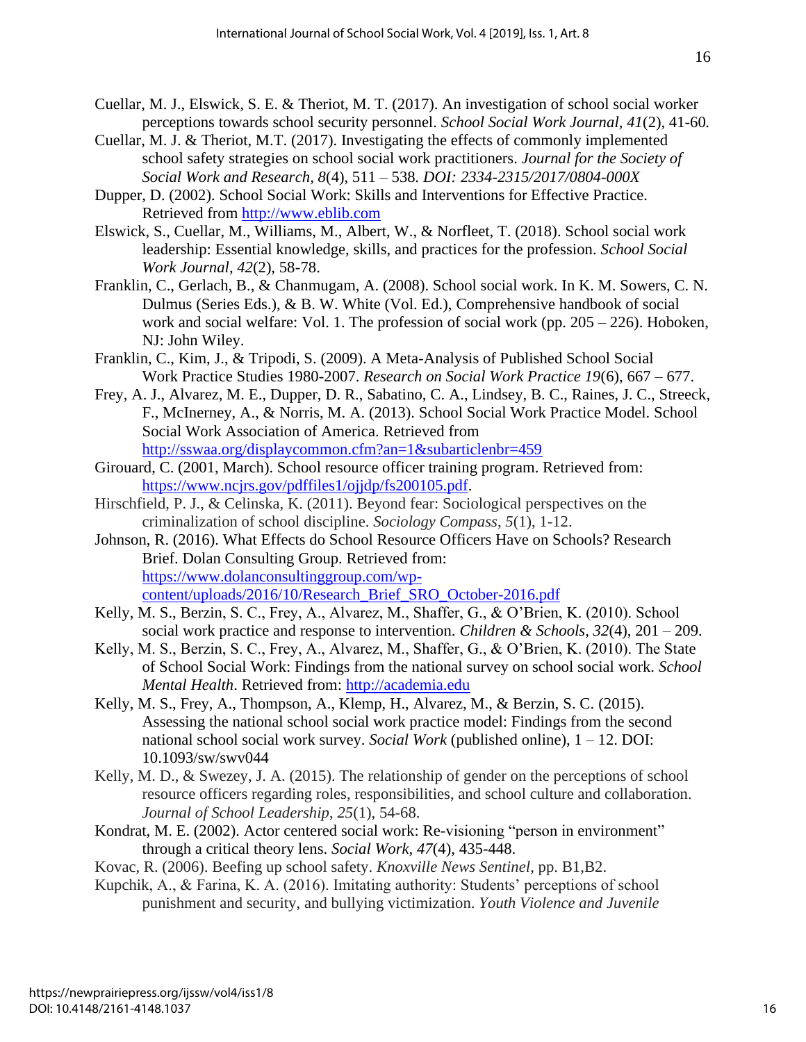Cuellar, M. J., Elswick, S. E. & Theriot, M. T. (2017). An investigation of school social worker perceptions towards school security personnel. *School Social Work Journal*, *41*(2), 41-60.

Cuellar, M. J. & Theriot, M.T. (2017). Investigating the effects of commonly implemented school safety strategies on school social work practitioners. *Journal for the Society of Social Work and Research, 8*(4), 511 – 538. *DOI: 2334-2315/2017/0804-000X*

Dupper, D. (2002). School Social Work: Skills and Interventions for Effective Practice. Retrieved from http://www.eblib.com

Elswick, S., Cuellar, M., Williams, M., Albert, W., & Norfleet, T. (2018). School social work leadership: Essential knowledge, skills, and practices for the profession. *School Social Work Journal*, *42*(2), 58-78.

Franklin, C., Gerlach, B., & Chanmugam, A. (2008). School social work. In K. M. Sowers, C. N. Dulmus (Series Eds.), & B. W. White (Vol. Ed.), Comprehensive handbook of social work and social welfare: Vol. 1. The profession of social work (pp. 205 – 226). Hoboken, NJ: John Wiley.

Franklin, C., Kim, J., & Tripodi, S. (2009). A Meta-Analysis of Published School Social Work Practice Studies 1980-2007. *Research on Social Work Practice 19*(6), 667 – 677.

Frey, A. J., Alvarez, M. E., Dupper, D. R., Sabatino, C. A., Lindsey, B. C., Raines, J. C., Streeck, F., McInerney, A., & Norris, M. A. (2013). School Social Work Practice Model. School Social Work Association of America. Retrieved from http://sswaa.org/displaycommon.cfm?an=1&subarticlenbr=459

Girouard, C. (2001, March). School resource officer training program. Retrieved from: https://www.ncjrs.gov/pdffiles1/ojjdp/fs200105.pdf.

Hirschfield, P. J., & Celinska, K. (2011). Beyond fear: Sociological perspectives on the criminalization of school discipline. *Sociology Compass*, *5*(1), 1-12.

Johnson, R. (2016). What Effects do School Resource Officers Have on Schools? Research Brief. Dolan Consulting Group. Retrieved from: https://www.dolanconsultinggroup.com/wp-content/uploads/2016/10/Research_Brief_SRO_October-2016.pdf

Kelly, M. S., Berzin, S. C., Frey, A., Alvarez, M., Shaffer, G., & O'Brien, K. (2010). School social work practice and response to intervention. *Children & Schools*, *32*(4), 201 – 209.

Kelly, M. S., Berzin, S. C., Frey, A., Alvarez, M., Shaffer, G., & O'Brien, K. (2010). The State of School Social Work: Findings from the national survey on school social work. *School Mental Health*. Retrieved from: http://academia.edu

Kelly, M. S., Frey, A., Thompson, A., Klemp, H., Alvarez, M., & Berzin, S. C. (2015). Assessing the national school social work practice model: Findings from the second national school social work survey. *Social Work* (published online), 1 – 12. DOI: 10.1093/sw/swv044

Kelly, M. D., & Swezey, J. A. (2015). The relationship of gender on the perceptions of school resource officers regarding roles, responsibilities, and school culture and collaboration. *Journal of School Leadership*, *25*(1), 54-68.

Kondrat, M. E. (2002). Actor centered social work: Re-visioning "person in environment" through a critical theory lens. *Social Work*, *47*(4), 435-448.

Kovac, R. (2006). Beefing up school safety. *Knoxville News Sentinel*, pp. B1,B2.

Kupchik, A., & Farina, K. A. (2016). Imitating authority: Students' perceptions of school punishment and security, and bullying victimization. *Youth Violence and Juvenile*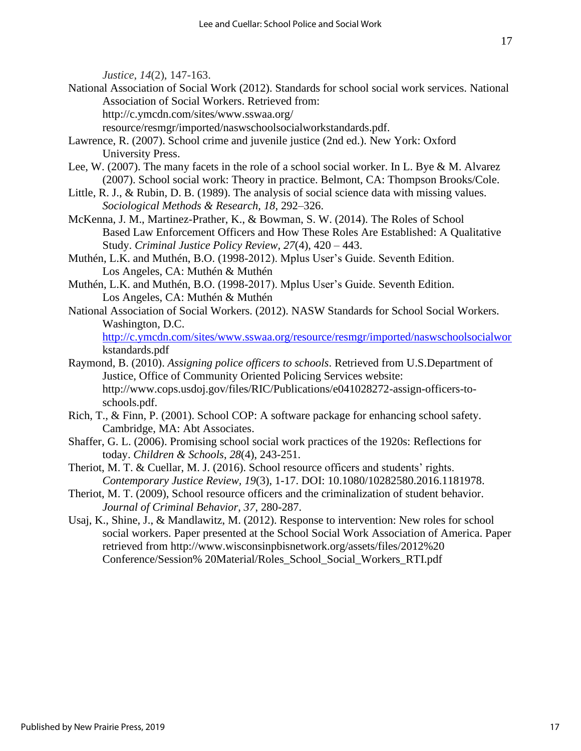*Justice*, *14*(2), 147-163.

National Association of Social Work (2012). Standards for school social work services. National Association of Social Workers. Retrieved from: http://c.ymcdn.com/sites/www.sswaa.org/ resource/resmgr/imported/naswschoolsocialworkstandards.pdf.

Lawrence, R. (2007). School crime and juvenile justice (2nd ed.). New York: Oxford University Press.

Lee, W. (2007). The many facets in the role of a school social worker. In L. Bye & M. Alvarez (2007). School social work: Theory in practice. Belmont, CA: Thompson Brooks/Cole.

Little, R. J., & Rubin, D. B. (1989). The analysis of social science data with missing values. *Sociological Methods & Research, 18*, 292–326.

McKenna, J. M., Martinez-Prather, K., & Bowman, S. W. (2014). The Roles of School Based Law Enforcement Officers and How These Roles Are Established: A Qualitative Study. *Criminal Justice Policy Review, 27*(4), 420 – 443.

Muthén, L.K. and Muthén, B.O. (1998-2012). Mplus User's Guide. Seventh Edition. Los Angeles, CA: Muthén & Muthén

Muthén, L.K. and Muthén, B.O. (1998-2017). Mplus User's Guide. Seventh Edition. Los Angeles, CA: Muthén & Muthén

National Association of Social Workers. (2012). NASW Standards for School Social Workers. Washington, D.C. http://c.ymcdn.com/sites/www.sswaa.org/resource/resmgr/imported/naswschoolsocialworkstandards.pdf

Raymond, B. (2010). *Assigning police officers to schools*. Retrieved from U.S.Department of Justice, Office of Community Oriented Policing Services website: http://www.cops.usdoj.gov/files/RIC/Publications/e041028272-assign-officers-to-schools.pdf.

Rich, T., & Finn, P. (2001). School COP: A software package for enhancing school safety. Cambridge, MA: Abt Associates.

Shaffer, G. L. (2006). Promising school social work practices of the 1920s: Reflections for today. *Children & Schools*, *28*(4), 243-251.

Theriot, M. T. & Cuellar, M. J. (2016). School resource officers and students' rights. *Contemporary Justice Review, 19*(3), 1-17. DOI: 10.1080/10282580.2016.1181978.

Theriot, M. T. (2009), School resource officers and the criminalization of student behavior. *Journal of Criminal Behavior*, *37*, 280-287.

Usaj, K., Shine, J., & Mandlawitz, M. (2012). Response to intervention: New roles for school social workers. Paper presented at the School Social Work Association of America. Paper retrieved from http://www.wisconsinpbisnetwork.org/assets/files/2012%20 Conference/Session% 20Material/Roles_School_Social_Workers_RTI.pdf